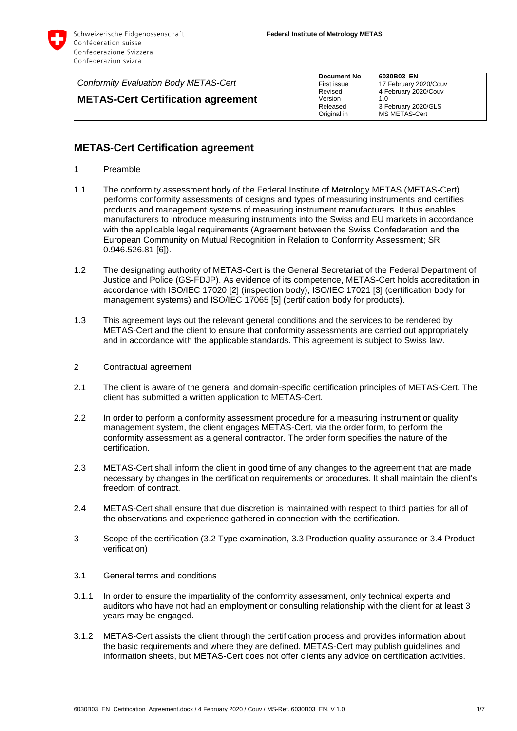Schweizerische Eidgenossenschaft
Confédération suisse
Confederazione Svizzera
Confederaziun svizra

**Federal Institute of Metrology METAS**

| *Conformity Evaluation Body METAS-Cert* **METAS-Cert Certification agreement** | **Document No** | **6030B03_EN** |
|---|---|---|
| | First issue | 17 February 2020/Couv |
| | Revised | 4 February 2020/Couv |
| | Version | 1.0 |
| | Released | 3 February 2020/GLS |
| | Original in | MS METAS-Cert |

## METAS-Cert Certification agreement

1 Preamble

1.1 The conformity assessment body of the Federal Institute of Metrology METAS (METAS-Cert) performs conformity assessments of designs and types of measuring instruments and certifies products and management systems of measuring instrument manufacturers. It thus enables manufacturers to introduce measuring instruments into the Swiss and EU markets in accordance with the applicable legal requirements (Agreement between the Swiss Confederation and the European Community on Mutual Recognition in Relation to Conformity Assessment; SR 0.946.526.81 [6]).

1.2 The designating authority of METAS-Cert is the General Secretariat of the Federal Department of Justice and Police (GS-FDJP). As evidence of its competence, METAS-Cert holds accreditation in accordance with ISO/IEC 17020 [2] (inspection body), ISO/IEC 17021 [3] (certification body for management systems) and ISO/IEC 17065 [5] (certification body for products).

1.3 This agreement lays out the relevant general conditions and the services to be rendered by METAS-Cert and the client to ensure that conformity assessments are carried out appropriately and in accordance with the applicable standards. This agreement is subject to Swiss law.

2 Contractual agreement

2.1 The client is aware of the general and domain-specific certification principles of METAS-Cert. The client has submitted a written application to METAS-Cert.

2.2 In order to perform a conformity assessment procedure for a measuring instrument or quality management system, the client engages METAS-Cert, via the order form, to perform the conformity assessment as a general contractor. The order form specifies the nature of the certification.

2.3 METAS-Cert shall inform the client in good time of any changes to the agreement that are made necessary by changes in the certification requirements or procedures. It shall maintain the client's freedom of contract.

2.4 METAS-Cert shall ensure that due discretion is maintained with respect to third parties for all of the observations and experience gathered in connection with the certification.

3 Scope of the certification (3.2 Type examination, 3.3 Production quality assurance or 3.4 Product verification)

3.1 General terms and conditions

3.1.1 In order to ensure the impartiality of the conformity assessment, only technical experts and auditors who have not had an employment or consulting relationship with the client for at least 3 years may be engaged.

3.1.2 METAS-Cert assists the client through the certification process and provides information about the basic requirements and where they are defined. METAS-Cert may publish guidelines and information sheets, but METAS-Cert does not offer clients any advice on certification activities.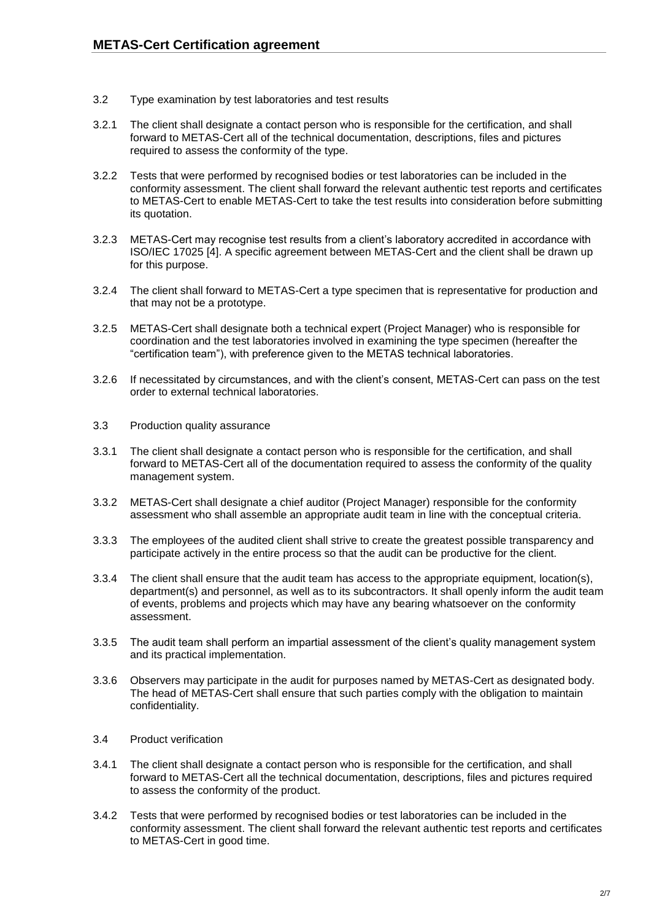3.2 Type examination by test laboratories and test results

3.2.1 The client shall designate a contact person who is responsible for the certification, and shall forward to METAS-Cert all of the technical documentation, descriptions, files and pictures required to assess the conformity of the type.

3.2.2 Tests that were performed by recognised bodies or test laboratories can be included in the conformity assessment. The client shall forward the relevant authentic test reports and certificates to METAS-Cert to enable METAS-Cert to take the test results into consideration before submitting its quotation.

3.2.3 METAS-Cert may recognise test results from a client's laboratory accredited in accordance with ISO/IEC 17025 [4]. A specific agreement between METAS-Cert and the client shall be drawn up for this purpose.

3.2.4 The client shall forward to METAS-Cert a type specimen that is representative for production and that may not be a prototype.

3.2.5 METAS-Cert shall designate both a technical expert (Project Manager) who is responsible for coordination and the test laboratories involved in examining the type specimen (hereafter the "certification team"), with preference given to the METAS technical laboratories.

3.2.6 If necessitated by circumstances, and with the client's consent, METAS-Cert can pass on the test order to external technical laboratories.

3.3 Production quality assurance

3.3.1 The client shall designate a contact person who is responsible for the certification, and shall forward to METAS-Cert all of the documentation required to assess the conformity of the quality management system.

3.3.2 METAS-Cert shall designate a chief auditor (Project Manager) responsible for the conformity assessment who shall assemble an appropriate audit team in line with the conceptual criteria.

3.3.3 The employees of the audited client shall strive to create the greatest possible transparency and participate actively in the entire process so that the audit can be productive for the client.

3.3.4 The client shall ensure that the audit team has access to the appropriate equipment, location(s), department(s) and personnel, as well as to its subcontractors. It shall openly inform the audit team of events, problems and projects which may have any bearing whatsoever on the conformity assessment.

3.3.5 The audit team shall perform an impartial assessment of the client's quality management system and its practical implementation.

3.3.6 Observers may participate in the audit for purposes named by METAS-Cert as designated body. The head of METAS-Cert shall ensure that such parties comply with the obligation to maintain confidentiality.

3.4 Product verification

3.4.1 The client shall designate a contact person who is responsible for the certification, and shall forward to METAS-Cert all the technical documentation, descriptions, files and pictures required to assess the conformity of the product.

3.4.2 Tests that were performed by recognised bodies or test laboratories can be included in the conformity assessment. The client shall forward the relevant authentic test reports and certificates to METAS-Cert in good time.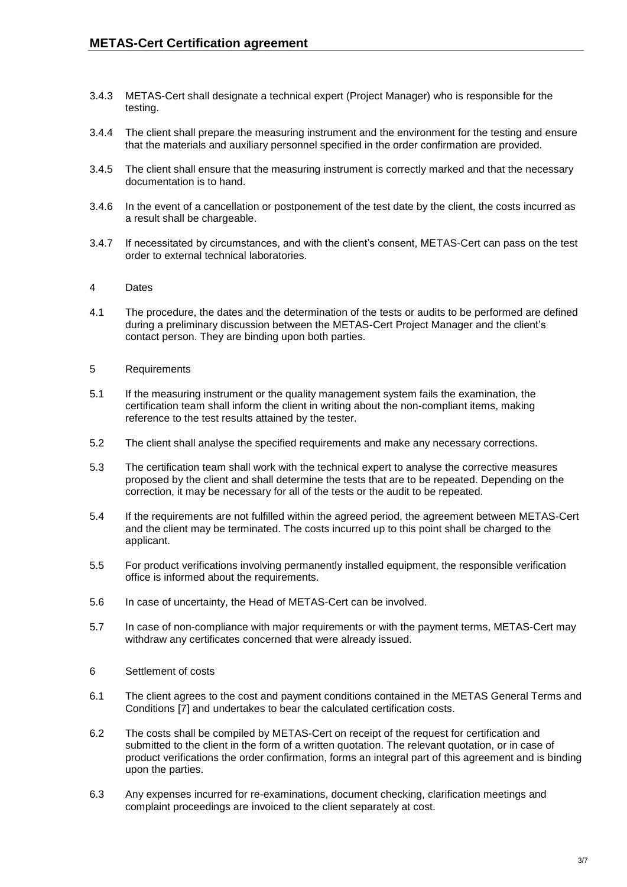3.4.3 METAS-Cert shall designate a technical expert (Project Manager) who is responsible for the testing.

3.4.4 The client shall prepare the measuring instrument and the environment for the testing and ensure that the materials and auxiliary personnel specified in the order confirmation are provided.

3.4.5 The client shall ensure that the measuring instrument is correctly marked and that the necessary documentation is to hand.

3.4.6 In the event of a cancellation or postponement of the test date by the client, the costs incurred as a result shall be chargeable.

3.4.7 If necessitated by circumstances, and with the client's consent, METAS-Cert can pass on the test order to external technical laboratories.

## 4 Dates

4.1 The procedure, the dates and the determination of the tests or audits to be performed are defined during a preliminary discussion between the METAS-Cert Project Manager and the client's contact person. They are binding upon both parties.

## 5 Requirements

5.1 If the measuring instrument or the quality management system fails the examination, the certification team shall inform the client in writing about the non-compliant items, making reference to the test results attained by the tester.

5.2 The client shall analyse the specified requirements and make any necessary corrections.

5.3 The certification team shall work with the technical expert to analyse the corrective measures proposed by the client and shall determine the tests that are to be repeated. Depending on the correction, it may be necessary for all of the tests or the audit to be repeated.

5.4 If the requirements are not fulfilled within the agreed period, the agreement between METAS-Cert and the client may be terminated. The costs incurred up to this point shall be charged to the applicant.

5.5 For product verifications involving permanently installed equipment, the responsible verification office is informed about the requirements.

5.6 In case of uncertainty, the Head of METAS-Cert can be involved.

5.7 In case of non-compliance with major requirements or with the payment terms, METAS-Cert may withdraw any certificates concerned that were already issued.

## 6 Settlement of costs

6.1 The client agrees to the cost and payment conditions contained in the METAS General Terms and Conditions [7] and undertakes to bear the calculated certification costs.

6.2 The costs shall be compiled by METAS-Cert on receipt of the request for certification and submitted to the client in the form of a written quotation. The relevant quotation, or in case of product verifications the order confirmation, forms an integral part of this agreement and is binding upon the parties.

6.3 Any expenses incurred for re-examinations, document checking, clarification meetings and complaint proceedings are invoiced to the client separately at cost.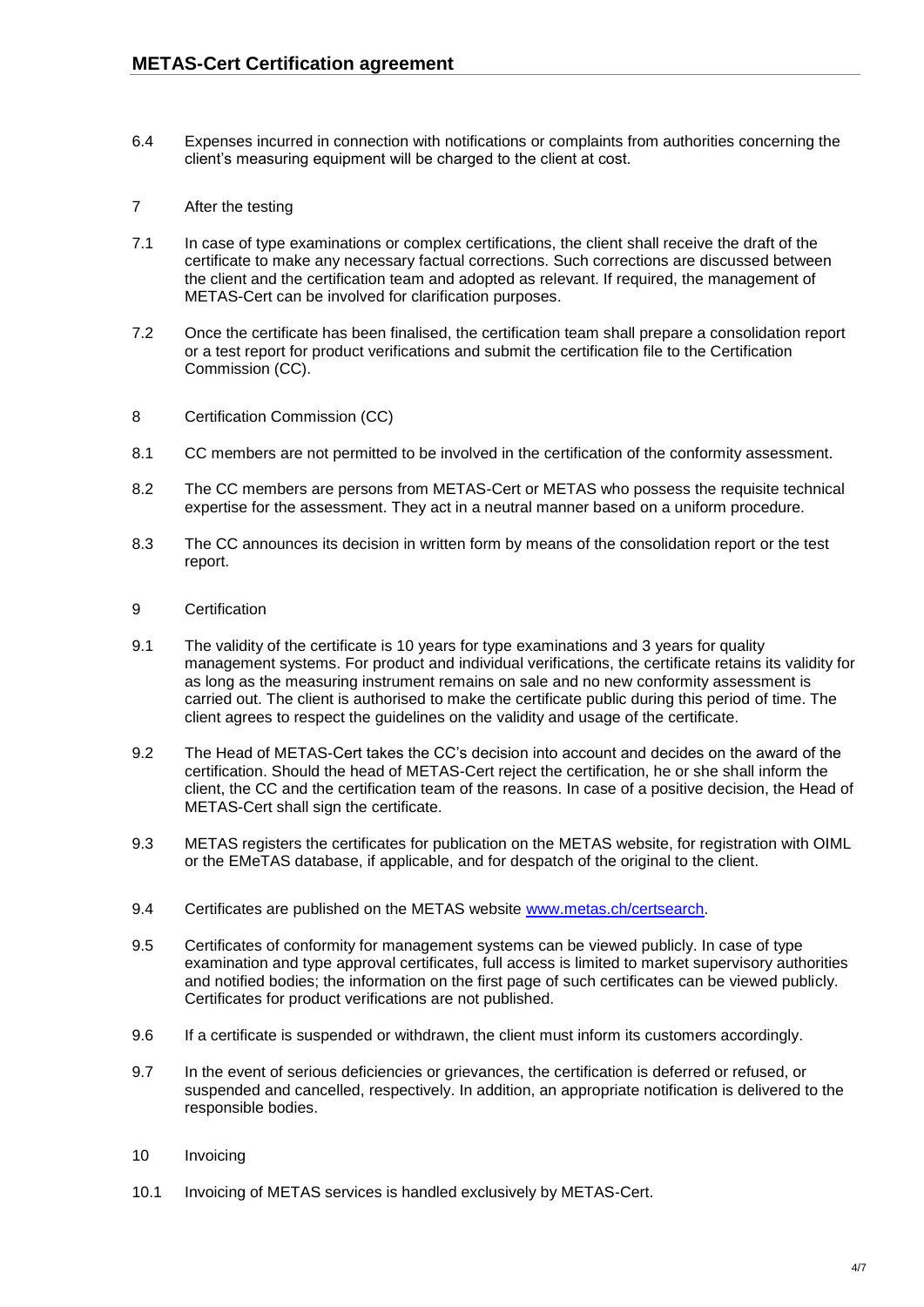6.4 Expenses incurred in connection with notifications or complaints from authorities concerning the client's measuring equipment will be charged to the client at cost.

## 7 After the testing

7.1 In case of type examinations or complex certifications, the client shall receive the draft of the certificate to make any necessary factual corrections. Such corrections are discussed between the client and the certification team and adopted as relevant. If required, the management of METAS-Cert can be involved for clarification purposes.

7.2 Once the certificate has been finalised, the certification team shall prepare a consolidation report or a test report for product verifications and submit the certification file to the Certification Commission (CC).

## 8 Certification Commission (CC)

8.1 CC members are not permitted to be involved in the certification of the conformity assessment.

8.2 The CC members are persons from METAS-Cert or METAS who possess the requisite technical expertise for the assessment. They act in a neutral manner based on a uniform procedure.

8.3 The CC announces its decision in written form by means of the consolidation report or the test report.

## 9 Certification

9.1 The validity of the certificate is 10 years for type examinations and 3 years for quality management systems. For product and individual verifications, the certificate retains its validity for as long as the measuring instrument remains on sale and no new conformity assessment is carried out. The client is authorised to make the certificate public during this period of time. The client agrees to respect the guidelines on the validity and usage of the certificate.

9.2 The Head of METAS-Cert takes the CC's decision into account and decides on the award of the certification. Should the head of METAS-Cert reject the certification, he or she shall inform the client, the CC and the certification team of the reasons. In case of a positive decision, the Head of METAS-Cert shall sign the certificate.

9.3 METAS registers the certificates for publication on the METAS website, for registration with OIML or the EMeTAS database, if applicable, and for despatch of the original to the client.

9.4 Certificates are published on the METAS website [www.metas.ch/certsearch](http://www.metas.ch/certsearch).

9.5 Certificates of conformity for management systems can be viewed publicly. In case of type examination and type approval certificates, full access is limited to market supervisory authorities and notified bodies; the information on the first page of such certificates can be viewed publicly. Certificates for product verifications are not published.

9.6 If a certificate is suspended or withdrawn, the client must inform its customers accordingly.

9.7 In the event of serious deficiencies or grievances, the certification is deferred or refused, or suspended and cancelled, respectively. In addition, an appropriate notification is delivered to the responsible bodies.

## 10 Invoicing

10.1 Invoicing of METAS services is handled exclusively by METAS-Cert.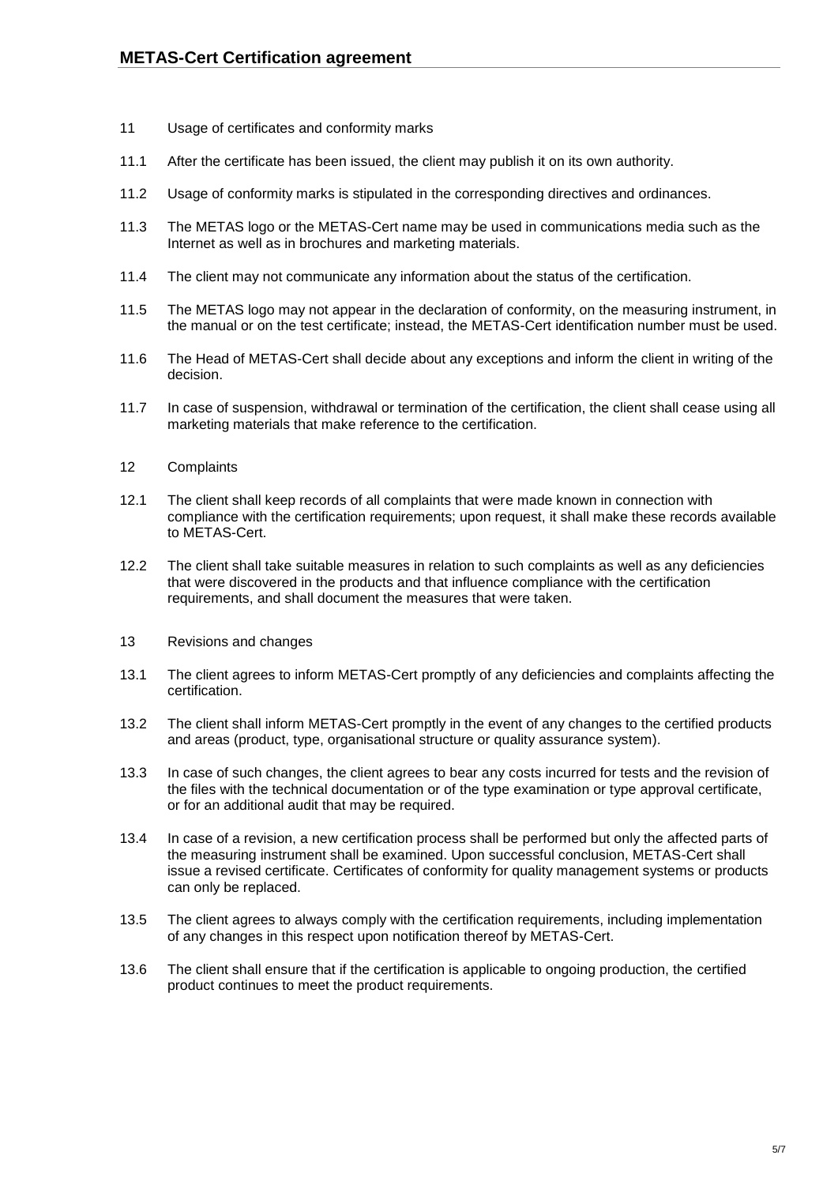## 11 Usage of certificates and conformity marks

11.1 After the certificate has been issued, the client may publish it on its own authority.

11.2 Usage of conformity marks is stipulated in the corresponding directives and ordinances.

11.3 The METAS logo or the METAS-Cert name may be used in communications media such as the Internet as well as in brochures and marketing materials.

11.4 The client may not communicate any information about the status of the certification.

11.5 The METAS logo may not appear in the declaration of conformity, on the measuring instrument, in the manual or on the test certificate; instead, the METAS-Cert identification number must be used.

11.6 The Head of METAS-Cert shall decide about any exceptions and inform the client in writing of the decision.

11.7 In case of suspension, withdrawal or termination of the certification, the client shall cease using all marketing materials that make reference to the certification.

## 12 Complaints

12.1 The client shall keep records of all complaints that were made known in connection with compliance with the certification requirements; upon request, it shall make these records available to METAS-Cert.

12.2 The client shall take suitable measures in relation to such complaints as well as any deficiencies that were discovered in the products and that influence compliance with the certification requirements, and shall document the measures that were taken.

## 13 Revisions and changes

13.1 The client agrees to inform METAS-Cert promptly of any deficiencies and complaints affecting the certification.

13.2 The client shall inform METAS-Cert promptly in the event of any changes to the certified products and areas (product, type, organisational structure or quality assurance system).

13.3 In case of such changes, the client agrees to bear any costs incurred for tests and the revision of the files with the technical documentation or of the type examination or type approval certificate, or for an additional audit that may be required.

13.4 In case of a revision, a new certification process shall be performed but only the affected parts of the measuring instrument shall be examined. Upon successful conclusion, METAS-Cert shall issue a revised certificate. Certificates of conformity for quality management systems or products can only be replaced.

13.5 The client agrees to always comply with the certification requirements, including implementation of any changes in this respect upon notification thereof by METAS-Cert.

13.6 The client shall ensure that if the certification is applicable to ongoing production, the certified product continues to meet the product requirements.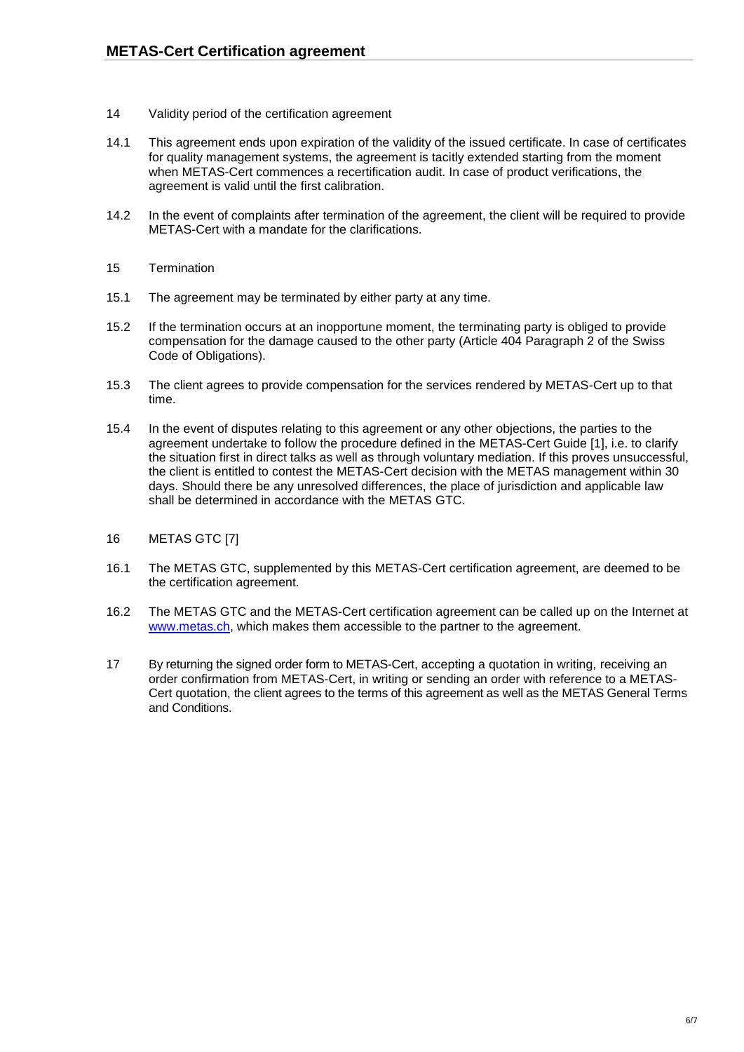14 Validity period of the certification agreement

14.1 This agreement ends upon expiration of the validity of the issued certificate. In case of certificates for quality management systems, the agreement is tacitly extended starting from the moment when METAS-Cert commences a recertification audit. In case of product verifications, the agreement is valid until the first calibration.

14.2 In the event of complaints after termination of the agreement, the client will be required to provide METAS-Cert with a mandate for the clarifications.

15 Termination

15.1 The agreement may be terminated by either party at any time.

15.2 If the termination occurs at an inopportune moment, the terminating party is obliged to provide compensation for the damage caused to the other party (Article 404 Paragraph 2 of the Swiss Code of Obligations).

15.3 The client agrees to provide compensation for the services rendered by METAS-Cert up to that time.

15.4 In the event of disputes relating to this agreement or any other objections, the parties to the agreement undertake to follow the procedure defined in the METAS-Cert Guide [1], i.e. to clarify the situation first in direct talks as well as through voluntary mediation. If this proves unsuccessful, the client is entitled to contest the METAS-Cert decision with the METAS management within 30 days. Should there be any unresolved differences, the place of jurisdiction and applicable law shall be determined in accordance with the METAS GTC.

16 METAS GTC [7]

16.1 The METAS GTC, supplemented by this METAS-Cert certification agreement, are deemed to be the certification agreement.

16.2 The METAS GTC and the METAS-Cert certification agreement can be called up on the Internet at [www.metas.ch](http://www.metas.ch), which makes them accessible to the partner to the agreement.

17 By returning the signed order form to METAS-Cert, accepting a quotation in writing, receiving an order confirmation from METAS-Cert, in writing or sending an order with reference to a METAS-Cert quotation, the client agrees to the terms of this agreement as well as the METAS General Terms and Conditions.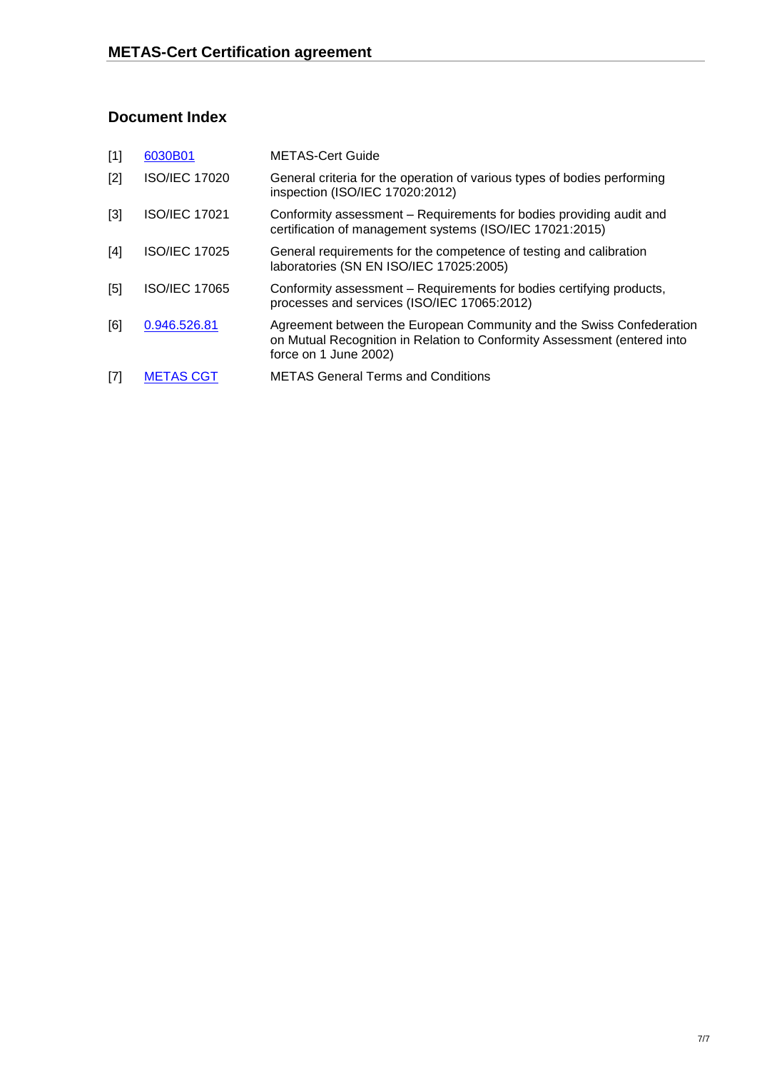## Document Index

| | | |
|---|---|---|
| [1] | 6030B01 | METAS-Cert Guide |
| [2] | ISO/IEC 17020 | General criteria for the operation of various types of bodies performing inspection (ISO/IEC 17020:2012) |
| [3] | ISO/IEC 17021 | Conformity assessment – Requirements for bodies providing audit and certification of management systems (ISO/IEC 17021:2015) |
| [4] | ISO/IEC 17025 | General requirements for the competence of testing and calibration laboratories (SN EN ISO/IEC 17025:2005) |
| [5] | ISO/IEC 17065 | Conformity assessment – Requirements for bodies certifying products, processes and services (ISO/IEC 17065:2012) |
| [6] | 0.946.526.81 | Agreement between the European Community and the Swiss Confederation on Mutual Recognition in Relation to Conformity Assessment (entered into force on 1 June 2002) |
| [7] | METAS CGT | METAS General Terms and Conditions |